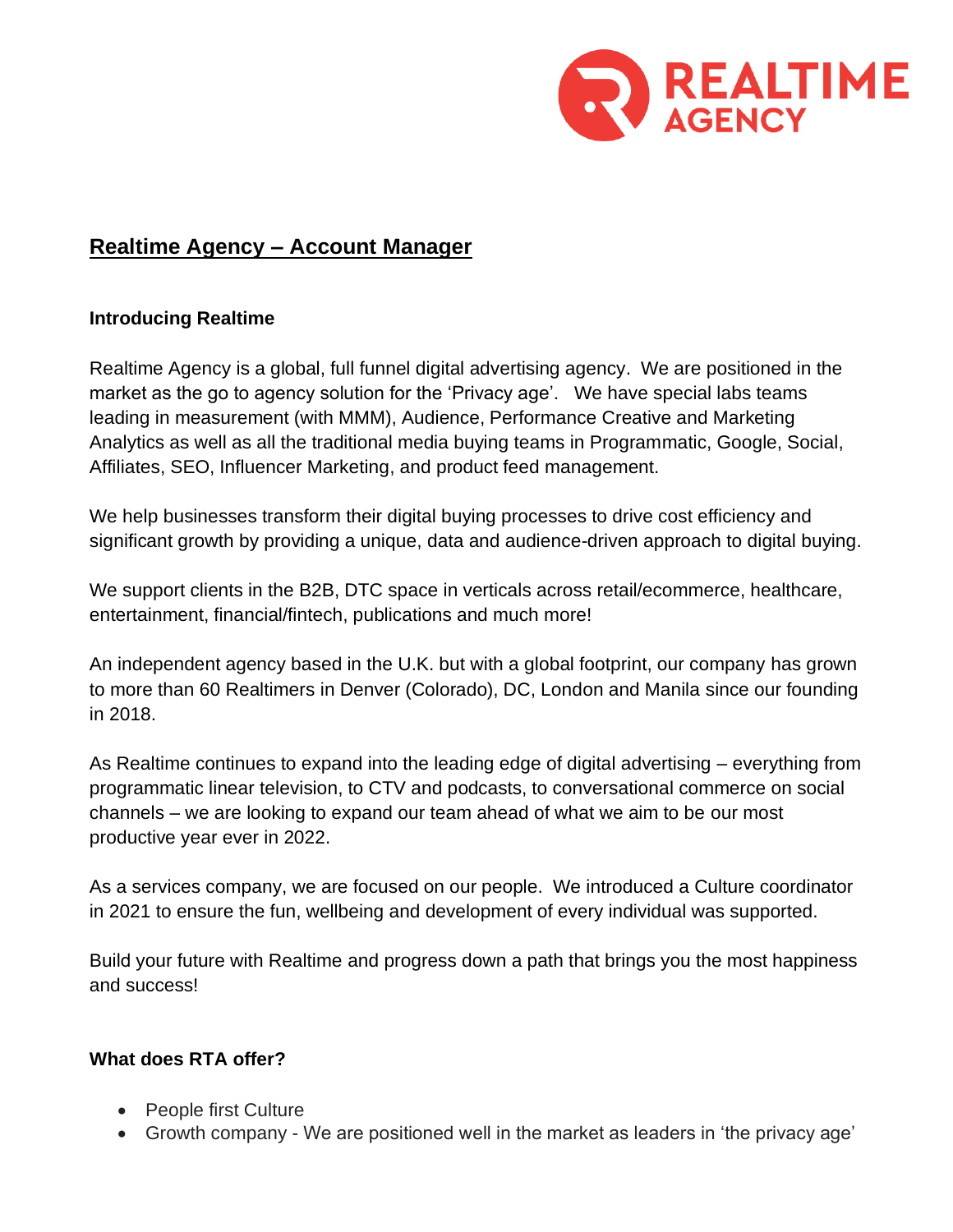# Realtime Agency – Account Manager

### Introducing Realtime

Realtime Agency is a global, full funnel digital advertising agency. We are positioned in the market as the go to agency solution for the 'Privacy age'. We have special labs teams leading in measurement (with MMM), Audience, Performance Creative and Marketing Analytics as well as all the traditional media buying teams in Programmatic, Google, Social, Affiliates, SEO, Influencer Marketing, and product feed management.

We help businesses transform their digital buying processes to drive cost efficiency and significant growth by providing a unique, data and audience-driven approach to digital buying.

We support clients in the B2B, DTC space in verticals across retail/ecommerce, healthcare, entertainment, financial/fintech, publications and much more!

An independent agency based in the U.K. but with a global footprint, our company has grown to more than 60 Realtimers in Denver (Colorado), DC, London and Manila since our founding in 2018.

As Realtime continues to expand into the leading edge of digital advertising – everything from programmatic linear television, to CTV and podcasts, to conversational commerce on social channels – we are looking to expand our team ahead of what we aim to be our most productive year ever in 2022.

As a services company, we are focused on our people. We introduced a Culture coordinator in 2021 to ensure the fun, wellbeing and development of every individual was supported.

Build your future with Realtime and progress down a path that brings you the most happiness and success!

### What does RTA offer?

- People first Culture
- Growth company - We are positioned well in the market as leaders in 'the privacy age'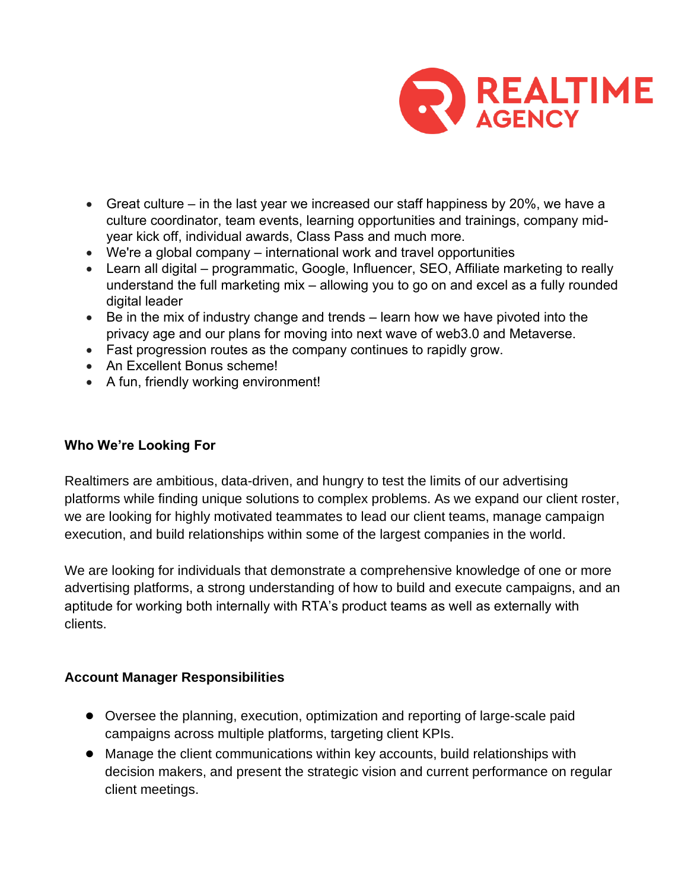- Great culture – in the last year we increased our staff happiness by 20%, we have a culture coordinator, team events, learning opportunities and trainings, company mid-year kick off, individual awards, Class Pass and much more.
- We're a global company – international work and travel opportunities
- Learn all digital – programmatic, Google, Influencer, SEO, Affiliate marketing to really understand the full marketing mix – allowing you to go on and excel as a fully rounded digital leader
- Be in the mix of industry change and trends – learn how we have pivoted into the privacy age and our plans for moving into next wave of web3.0 and Metaverse.
- Fast progression routes as the company continues to rapidly grow.
- An Excellent Bonus scheme!
- A fun, friendly working environment!

**Who We're Looking For**

Realtimers are ambitious, data-driven, and hungry to test the limits of our advertising platforms while finding unique solutions to complex problems. As we expand our client roster, we are looking for highly motivated teammates to lead our client teams, manage campaign execution, and build relationships within some of the largest companies in the world.

We are looking for individuals that demonstrate a comprehensive knowledge of one or more advertising platforms, a strong understanding of how to build and execute campaigns, and an aptitude for working both internally with RTA's product teams as well as externally with clients.

**Account Manager Responsibilities**

- Oversee the planning, execution, optimization and reporting of large-scale paid campaigns across multiple platforms, targeting client KPIs.
- Manage the client communications within key accounts, build relationships with decision makers, and present the strategic vision and current performance on regular client meetings.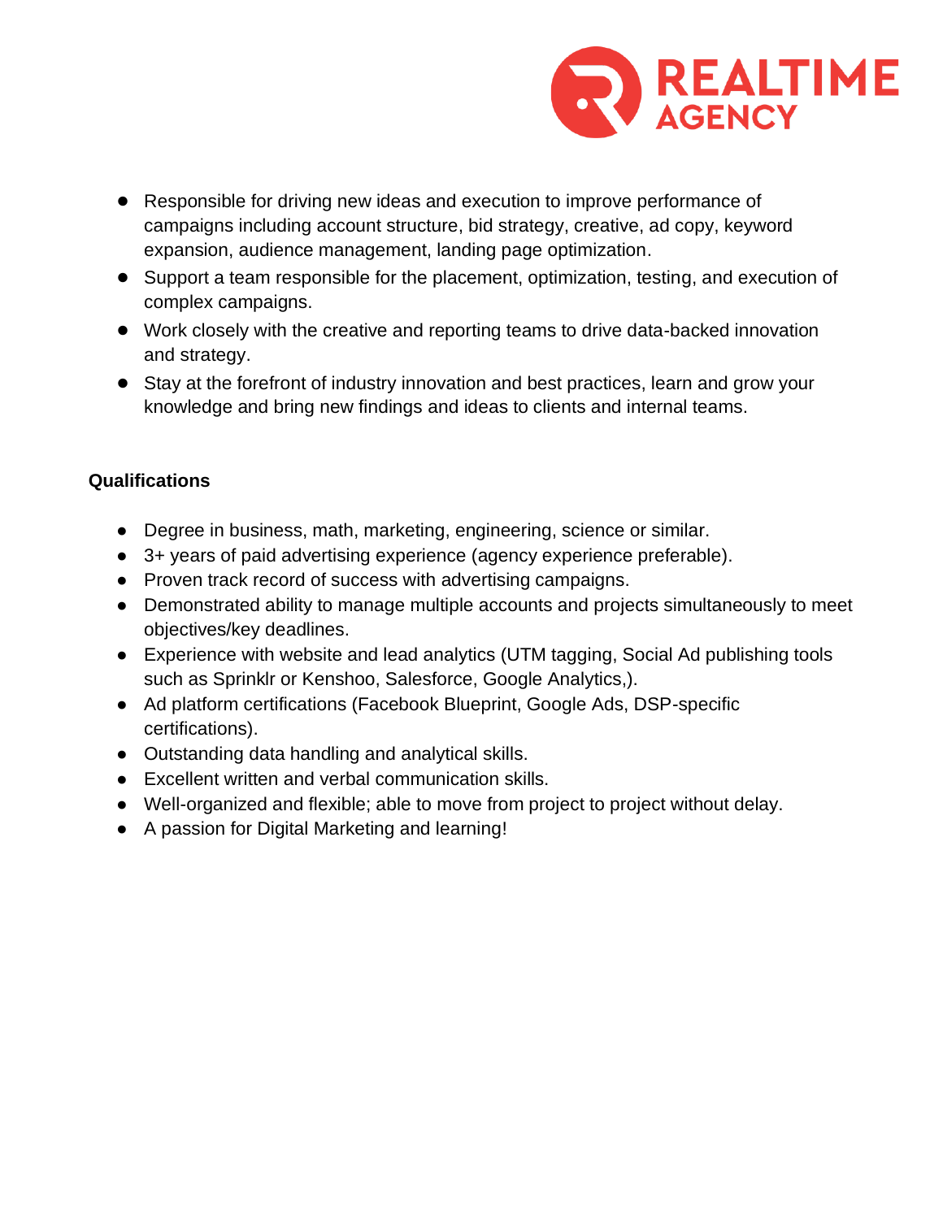- Responsible for driving new ideas and execution to improve performance of campaigns including account structure, bid strategy, creative, ad copy, keyword expansion, audience management, landing page optimization.
- Support a team responsible for the placement, optimization, testing, and execution of complex campaigns.
- Work closely with the creative and reporting teams to drive data-backed innovation and strategy.
- Stay at the forefront of industry innovation and best practices, learn and grow your knowledge and bring new findings and ideas to clients and internal teams.

**Qualifications**

- Degree in business, math, marketing, engineering, science or similar.
- 3+ years of paid advertising experience (agency experience preferable).
- Proven track record of success with advertising campaigns.
- Demonstrated ability to manage multiple accounts and projects simultaneously to meet objectives/key deadlines.
- Experience with website and lead analytics (UTM tagging, Social Ad publishing tools such as Sprinklr or Kenshoo, Salesforce, Google Analytics,).
- Ad platform certifications (Facebook Blueprint, Google Ads, DSP-specific certifications).
- Outstanding data handling and analytical skills.
- Excellent written and verbal communication skills.
- Well-organized and flexible; able to move from project to project without delay.
- A passion for Digital Marketing and learning!